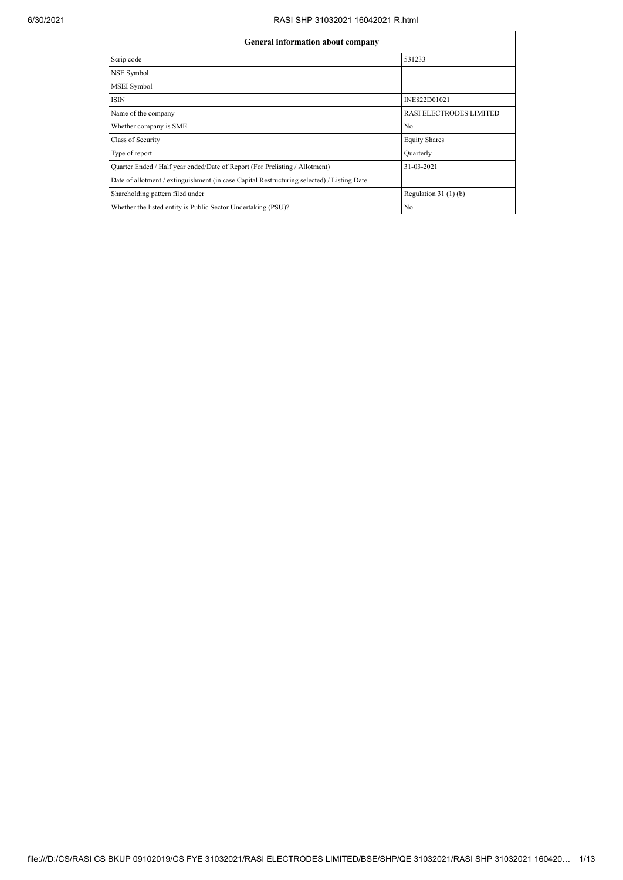| General information about company | |
|---|---|
| Scrip code | 531233 |
| NSE Symbol | |
| MSEI Symbol | |
| ISIN | INE822D01021 |
| Name of the company | RASI ELECTRODES LIMITED |
| Whether company is SME | No |
| Class of Security | Equity Shares |
| Type of report | Quarterly |
| Quarter Ended / Half year ended/Date of Report (For Prelisting / Allotment) | 31-03-2021 |
| Date of allotment / extinguishment (in case Capital Restructuring selected) / Listing Date | |
| Shareholding pattern filed under | Regulation 31 (1) (b) |
| Whether the listed entity is Public Sector Undertaking (PSU)? | No |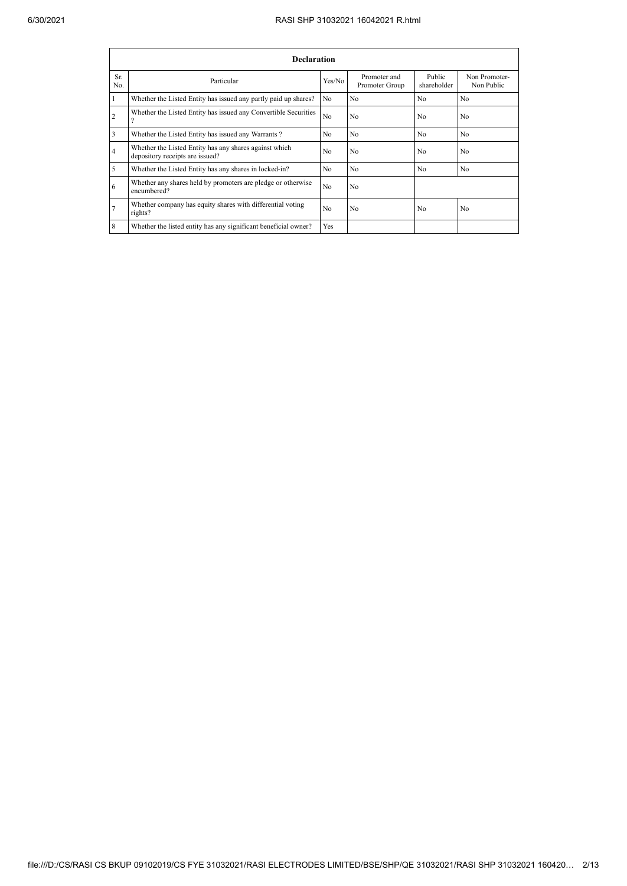| Declaration | | | | | |
|---|---|---|---|---|---|
| Sr. No. | Particular | Yes/No | Promoter and Promoter Group | Public shareholder | Non Promoter- Non Public |
| 1 | Whether the Listed Entity has issued any partly paid up shares? | No | No | No | No |
| 2 | Whether the Listed Entity has issued any Convertible Securities ? | No | No | No | No |
| 3 | Whether the Listed Entity has issued any Warrants ? | No | No | No | No |
| 4 | Whether the Listed Entity has any shares against which depository receipts are issued? | No | No | No | No |
| 5 | Whether the Listed Entity has any shares in locked-in? | No | No | No | No |
| 6 | Whether any shares held by promoters are pledge or otherwise encumbered? | No | No | | |
| 7 | Whether company has equity shares with differential voting rights? | No | No | No | No |
| 8 | Whether the listed entity has any significant beneficial owner? | Yes | | | |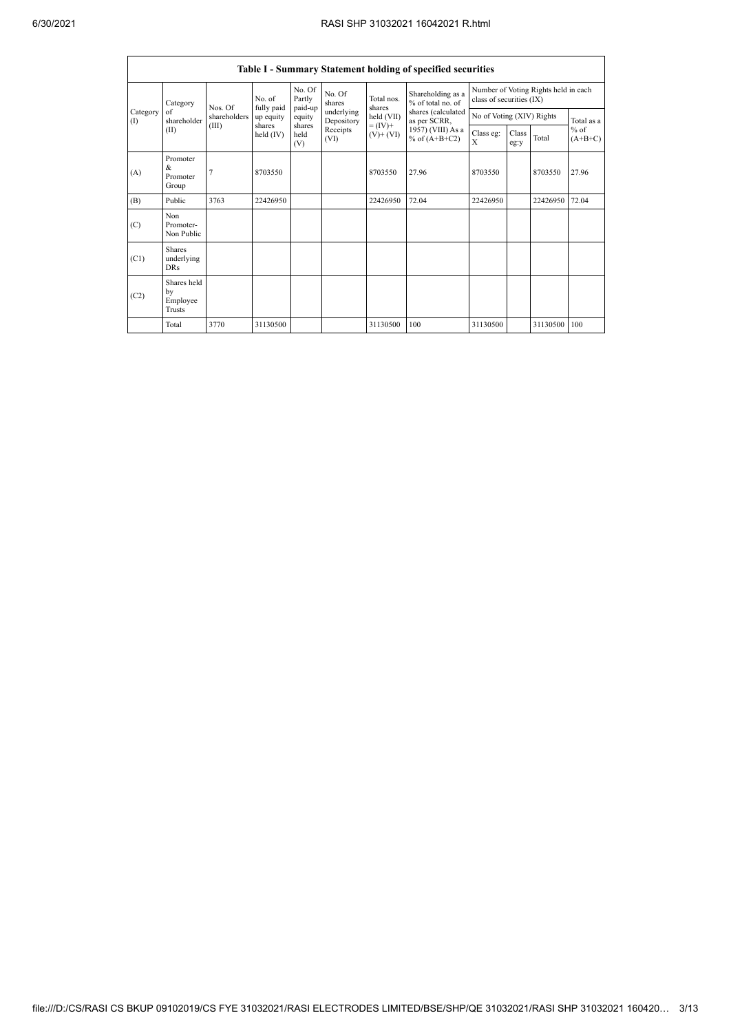## Table I - Summary Statement holding of specified securities

| Category (I) | Category of shareholder (II) | Nos. Of shareholders (III) | No. of fully paid up equity shares held (IV) | No. Of Partly paid-up equity shares held (V) | No. Of shares underlying Depository Receipts (VI) | Total nos. shares held (VII) = (IV)+ (V)+ (VI) | Shareholding as a % of total no. of shares (calculated as per SCRR, 1957) (VIII) As a % of (A+B+C2) | Number of Voting Rights held in each class of securities (IX) | | | |
|---|---|---|---|---|---|---|---|---|---|---|---|
| | | | | | | | | No of Voting (XIV) Rights | | | Total as a % of (A+B+C) |
| | | | | | | | | Class eg: X | Class eg:y | Total | |
| (A) | Promoter & Promoter Group | 7 | 8703550 | | | 8703550 | 27.96 | 8703550 | | 8703550 | 27.96 |
| (B) | Public | 3763 | 22426950 | | | 22426950 | 72.04 | 22426950 | | 22426950 | 72.04 |
| (C) | Non Promoter- Non Public | | | | | | | | | | |
| (C1) | Shares underlying DRs | | | | | | | | | | |
| (C2) | Shares held by Employee Trusts | | | | | | | | | | |
| | Total | 3770 | 31130500 | | | 31130500 | 100 | 31130500 | | 31130500 | 100 |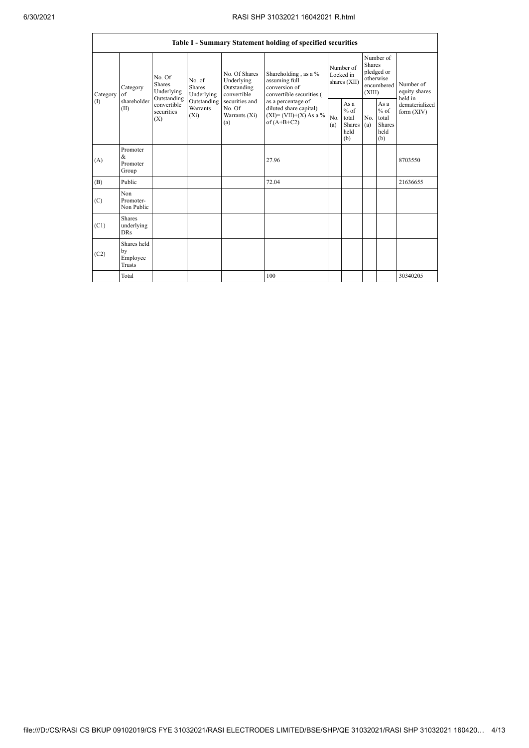| Table I - Summary Statement holding of specified securities | | | | | | | | | | |
|---|---|---|---|---|---|---|---|---|---|---|
| Category (I) | Category of shareholder (II) | No. Of Shares Underlying Outstanding convertible securities (X) | No. of Shares Underlying Outstanding Warrants (Xi) | No. Of Shares Underlying Outstanding convertible securities and No. Of Warrants (Xi) (a) | Shareholding , as a % assuming full conversion of convertible securities ( as a percentage of diluted share capital) (XI)= (VII)+(X) As a % of (A+B+C2) | Number of Locked in shares (XII) | | Number of Shares pledged or otherwise encumbered (XIII) | | Number of equity shares held in dematerialized form (XIV) |
| | | | | | | No. (a) | As a % of total Shares held (b) | No. (a) | As a % of total Shares held (b) | |
| (A) | Promoter & Promoter Group | | | | 27.96 | | | | | 8703550 |
| (B) | Public | | | | 72.04 | | | | | 21636655 |
| (C) | Non Promoter- Non Public | | | | | | | | | |
| (C1) | Shares underlying DRs | | | | | | | | | |
| (C2) | Shares held by Employee Trusts | | | | | | | | | |
| | Total | | | | 100 | | | | | 30340205 |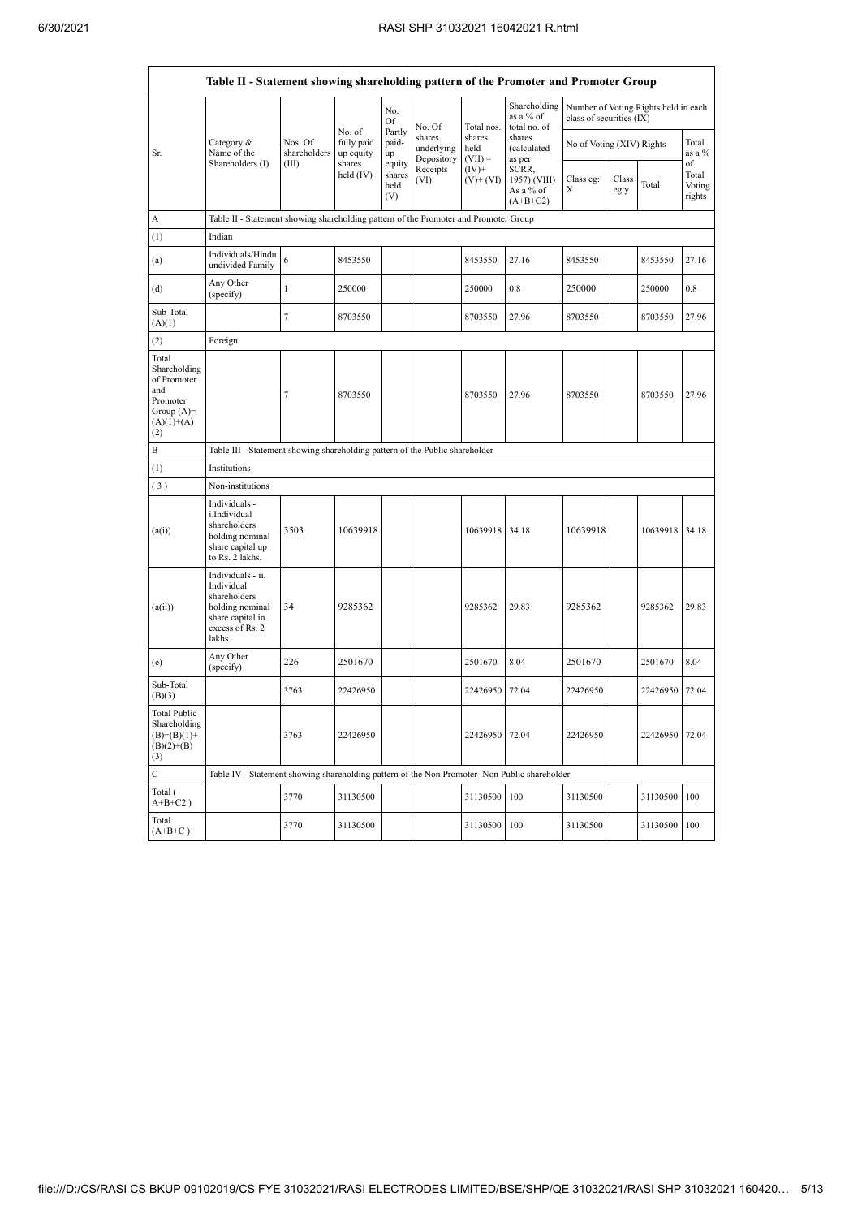| Table II - Statement showing shareholding pattern of the Promoter and Promoter Group | | | | | | | | | | | | |
|---|---|---|---|---|---|---|---|---|---|---|---|---|
| Sr. | Category & Name of the Shareholders (I) | Nos. Of shareholders (III) | No. of fully paid up equity shares held (IV) | No. Of Partly paid-up equity shares held (V) | No. Of shares underlying Depository Receipts (VI) | Total nos. shares held (VII) = (IV)+ (V)+ (VI) | Shareholding as a % of total no. of shares (calculated as per SCRR, 1957) (VIII) As a % of (A+B+C2) | Number of Voting Rights held in each class of securities (IX) | | | |
| | | | | | | | | No of Voting (XIV) Rights | | | Total as a % of Total Voting rights |
| | | | | | | | | Class eg: X | Class eg:y | Total | |
| A | Table II - Statement showing shareholding pattern of the Promoter and Promoter Group | | | | | | | | | | |
| (1) | Indian | | | | | | | | | | |
| (a) | Individuals/Hindu undivided Family | 6 | 8453550 | | | 8453550 | 27.16 | 8453550 | | 8453550 | 27.16 |
| (d) | Any Other (specify) | 1 | 250000 | | | 250000 | 0.8 | 250000 | | 250000 | 0.8 |
| Sub-Total (A)(1) | | 7 | 8703550 | | | 8703550 | 27.96 | 8703550 | | 8703550 | 27.96 |
| (2) | Foreign | | | | | | | | | | |
| Total Shareholding of Promoter and Promoter Group (A)=(A)(1)+(A)(2) | | 7 | 8703550 | | | 8703550 | 27.96 | 8703550 | | 8703550 | 27.96 |
| B | Table III - Statement showing shareholding pattern of the Public shareholder | | | | | | | | | | |
| (1) | Institutions | | | | | | | | | | |
| (3) | Non-institutions | | | | | | | | | | |
| (a(i)) | Individuals - i.Individual shareholders holding nominal share capital up to Rs. 2 lakhs. | 3503 | 10639918 | | | 10639918 | 34.18 | 10639918 | | 10639918 | 34.18 |
| (a(ii)) | Individuals - ii. Individual shareholders holding nominal share capital in excess of Rs. 2 lakhs. | 34 | 9285362 | | | 9285362 | 29.83 | 9285362 | | 9285362 | 29.83 |
| (e) | Any Other (specify) | 226 | 2501670 | | | 2501670 | 8.04 | 2501670 | | 2501670 | 8.04 |
| Sub-Total (B)(3) | | 3763 | 22426950 | | | 22426950 | 72.04 | 22426950 | | 22426950 | 72.04 |
| Total Public Shareholding (B)=(B)(1)+(B)(2)+(B)(3) | | 3763 | 22426950 | | | 22426950 | 72.04 | 22426950 | | 22426950 | 72.04 |
| C | Table IV - Statement showing shareholding pattern of the Non Promoter- Non Public shareholder | | | | | | | | | | |
| Total (A+B+C2) | | 3770 | 31130500 | | | 31130500 | 100 | 31130500 | | 31130500 | 100 |
| Total (A+B+C) | | 3770 | 31130500 | | | 31130500 | 100 | 31130500 | | 31130500 | 100 |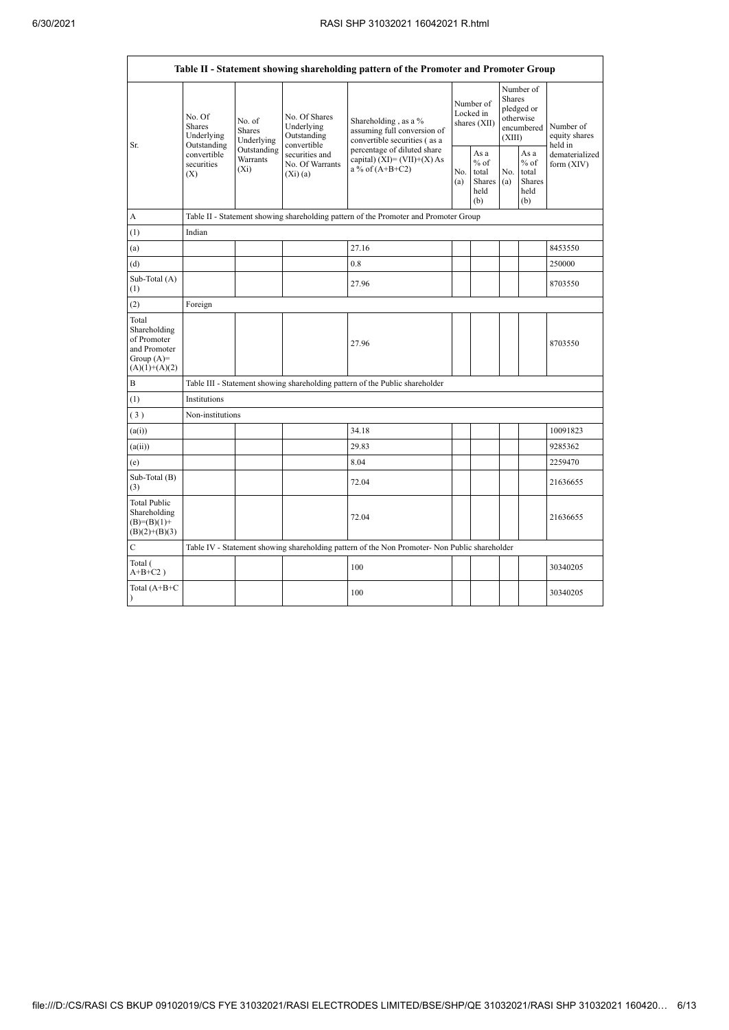| Table II - Statement showing shareholding pattern of the Promoter and Promoter Group | | | | | | | | | |
|---|---|---|---|---|---|---|---|---|---|
| Sr. | No. Of Shares Underlying Outstanding convertible securities (X) | No. of Shares Underlying Outstanding Warrants (Xi) | No. Of Shares Underlying Outstanding convertible securities and No. Of Warrants (Xi) (a) | Shareholding , as a % assuming full conversion of convertible securities ( as a percentage of diluted share capital) (XI)= (VII)+(X) As a % of (A+B+C2) | Number of Locked in shares (XII) | | Number of Shares pledged or otherwise encumbered (XIII) | | Number of equity shares held in dematerialized form (XIV) |
| | | | | | No. (a) | As a % of total Shares held (b) | No. (a) | As a % of total Shares held (b) | |
| A | Table II - Statement showing shareholding pattern of the Promoter and Promoter Group | | | | | | | | |
| (1) | Indian | | | | | | | | |
| (a) | | | | 27.16 | | | | | 8453550 |
| (d) | | | | 0.8 | | | | | 250000 |
| Sub-Total (A) (1) | | | | 27.96 | | | | | 8703550 |
| (2) | Foreign | | | | | | | | |
| Total Shareholding of Promoter and Promoter Group (A)= (A)(1)+(A)(2) | | | | 27.96 | | | | | 8703550 |
| B | Table III - Statement showing shareholding pattern of the Public shareholder | | | | | | | | |
| (1) | Institutions | | | | | | | | |
| ( 3 ) | Non-institutions | | | | | | | | |
| (a(i)) | | | | 34.18 | | | | | 10091823 |
| (a(ii)) | | | | 29.83 | | | | | 9285362 |
| (e) | | | | 8.04 | | | | | 2259470 |
| Sub-Total (B) (3) | | | | 72.04 | | | | | 21636655 |
| Total Public Shareholding (B)=(B)(1)+ (B)(2)+(B)(3) | | | | 72.04 | | | | | 21636655 |
| C | Table IV - Statement showing shareholding pattern of the Non Promoter- Non Public shareholder | | | | | | | | |
| Total ( A+B+C2 ) | | | | 100 | | | | | 30340205 |
| Total (A+B+C ) | | | | 100 | | | | | 30340205 |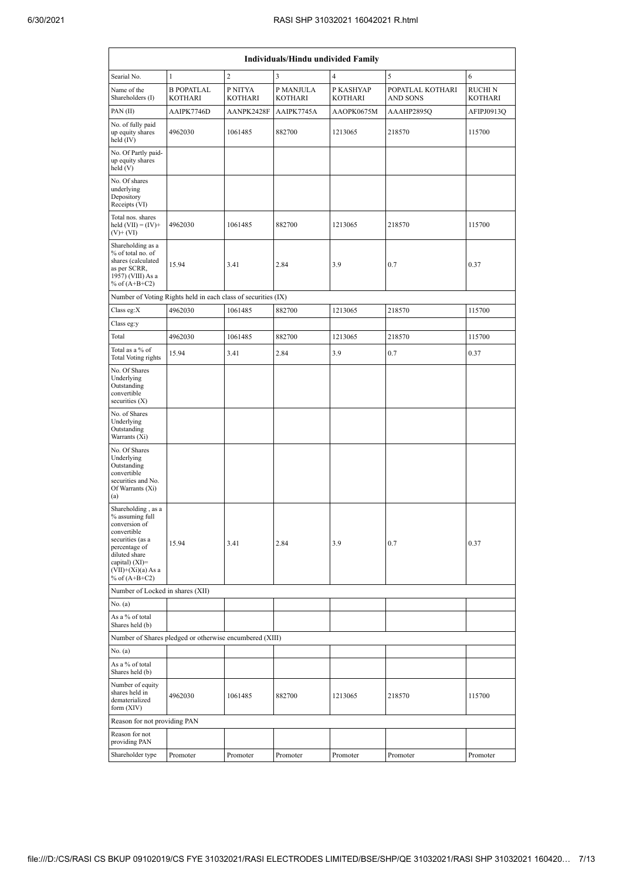| Individuals/Hindu undivided Family | | | | | | |
|---|---|---|---|---|---|---|
| Searial No. | 1 | 2 | 3 | 4 | 5 | 6 |
| Name of the Shareholders (I) | B POPATLAL KOTHARI | P NITYA KOTHARI | P MANJULA KOTHARI | P KASHYAP KOTHARI | POPATLAL KOTHARI AND SONS | RUCHI N KOTHARI |
| PAN (II) | AAIPK7746D | AANPK2428F | AAIPK7745A | AAOPK0675M | AAAHP2895Q | AFIPJ0913Q |
| No. of fully paid up equity shares held (IV) | 4962030 | 1061485 | 882700 | 1213065 | 218570 | 115700 |
| No. Of Partly paid-up equity shares held (V) | | | | | | |
| No. Of shares underlying Depository Receipts (VI) | | | | | | |
| Total nos. shares held (VII) = (IV)+(V)+ (VI) | 4962030 | 1061485 | 882700 | 1213065 | 218570 | 115700 |
| Shareholding as a % of total no. of shares (calculated as per SCRR, 1957) (VIII) As a % of (A+B+C2) | 15.94 | 3.41 | 2.84 | 3.9 | 0.7 | 0.37 |
| Number of Voting Rights held in each class of securities (IX) | | | | | | |
| Class eg:X | 4962030 | 1061485 | 882700 | 1213065 | 218570 | 115700 |
| Class eg:y | | | | | | |
| Total | 4962030 | 1061485 | 882700 | 1213065 | 218570 | 115700 |
| Total as a % of Total Voting rights | 15.94 | 3.41 | 2.84 | 3.9 | 0.7 | 0.37 |
| No. Of Shares Underlying Outstanding convertible securities (X) | | | | | | |
| No. of Shares Underlying Outstanding Warrants (Xi) | | | | | | |
| No. Of Shares Underlying Outstanding convertible securities and No. Of Warrants (Xi) (a) | | | | | | |
| Shareholding , as a % assuming full conversion of convertible securities (as a percentage of diluted share capital) (XI)= (VII)+(Xi)(a) As a % of (A+B+C2) | 15.94 | 3.41 | 2.84 | 3.9 | 0.7 | 0.37 |
| Number of Locked in shares (XII) | | | | | | |
| No. (a) | | | | | | |
| As a % of total Shares held (b) | | | | | | |
| Number of Shares pledged or otherwise encumbered (XIII) | | | | | | |
| No. (a) | | | | | | |
| As a % of total Shares held (b) | | | | | | |
| Number of equity shares held in dematerialized form (XIV) | 4962030 | 1061485 | 882700 | 1213065 | 218570 | 115700 |
| Reason for not providing PAN | | | | | | |
| Reason for not providing PAN | | | | | | |
| Shareholder type | Promoter | Promoter | Promoter | Promoter | Promoter | Promoter |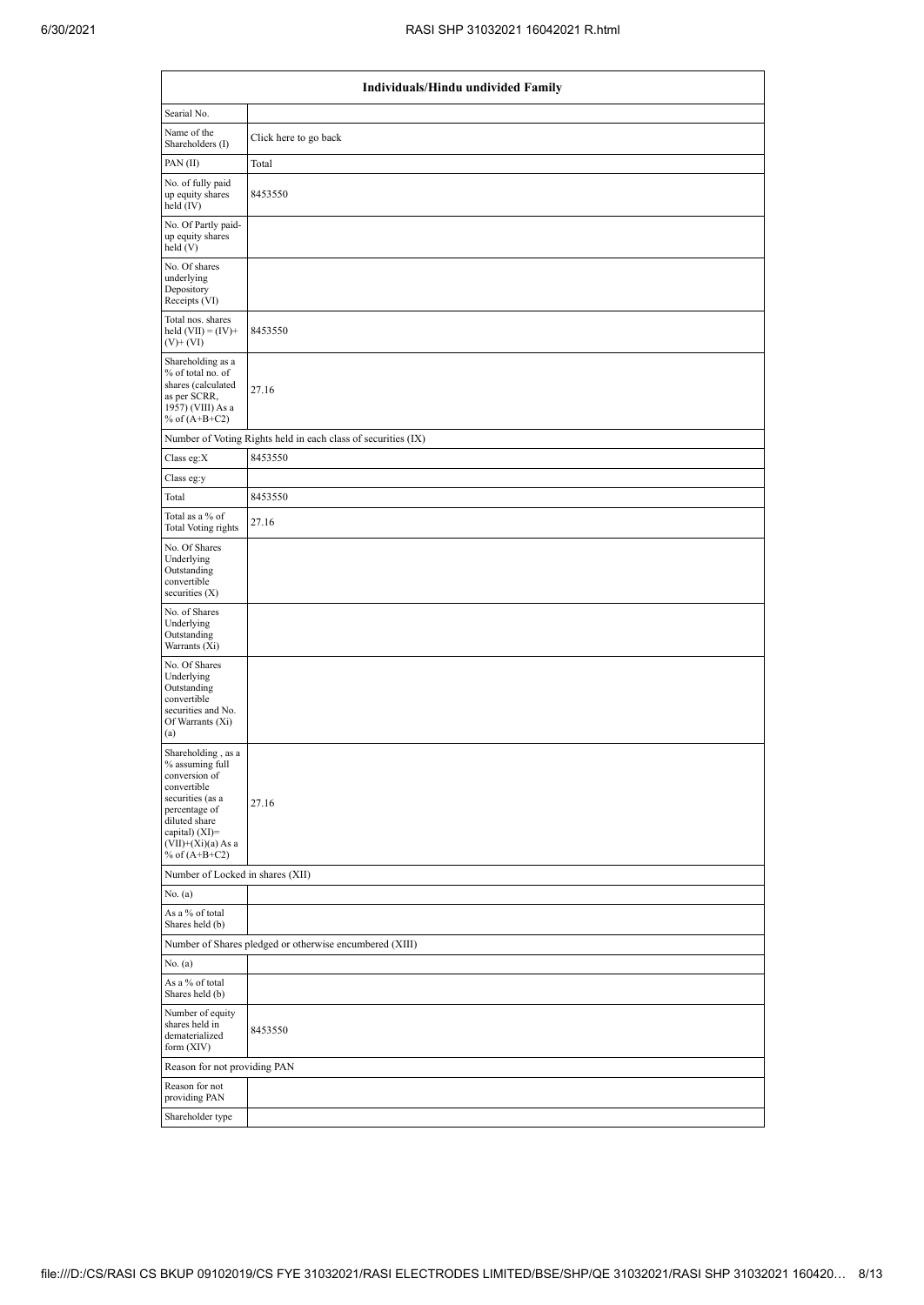| Individuals/Hindu undivided Family | |
|---|---|
| Searial No. | |
| Name of the Shareholders (I) | Click here to go back |
| PAN (II) | Total |
| No. of fully paid up equity shares held (IV) | 8453550 |
| No. Of Partly paid-up equity shares held (V) | |
| No. Of shares underlying Depository Receipts (VI) | |
| Total nos. shares held (VII) = (IV)+ (V)+ (VI) | 8453550 |
| Shareholding as a % of total no. of shares (calculated as per SCRR, 1957) (VIII) As a % of (A+B+C2) | 27.16 |
| Number of Voting Rights held in each class of securities (IX) | |
| Class eg:X | 8453550 |
| Class eg:y | |
| Total | 8453550 |
| Total as a % of Total Voting rights | 27.16 |
| No. Of Shares Underlying Outstanding convertible securities (X) | |
| No. of Shares Underlying Outstanding Warrants (Xi) | |
| No. Of Shares Underlying Outstanding convertible securities and No. Of Warrants (Xi) (a) | |
| Shareholding , as a % assuming full conversion of convertible securities (as a percentage of diluted share capital) (XI)= (VII)+(Xi)(a) As a % of (A+B+C2) | 27.16 |
| Number of Locked in shares (XII) | |
| No. (a) | |
| As a % of total Shares held (b) | |
| Number of Shares pledged or otherwise encumbered (XIII) | |
| No. (a) | |
| As a % of total Shares held (b) | |
| Number of equity shares held in dematerialized form (XIV) | 8453550 |
| Reason for not providing PAN | |
| Reason for not providing PAN | |
| Shareholder type | |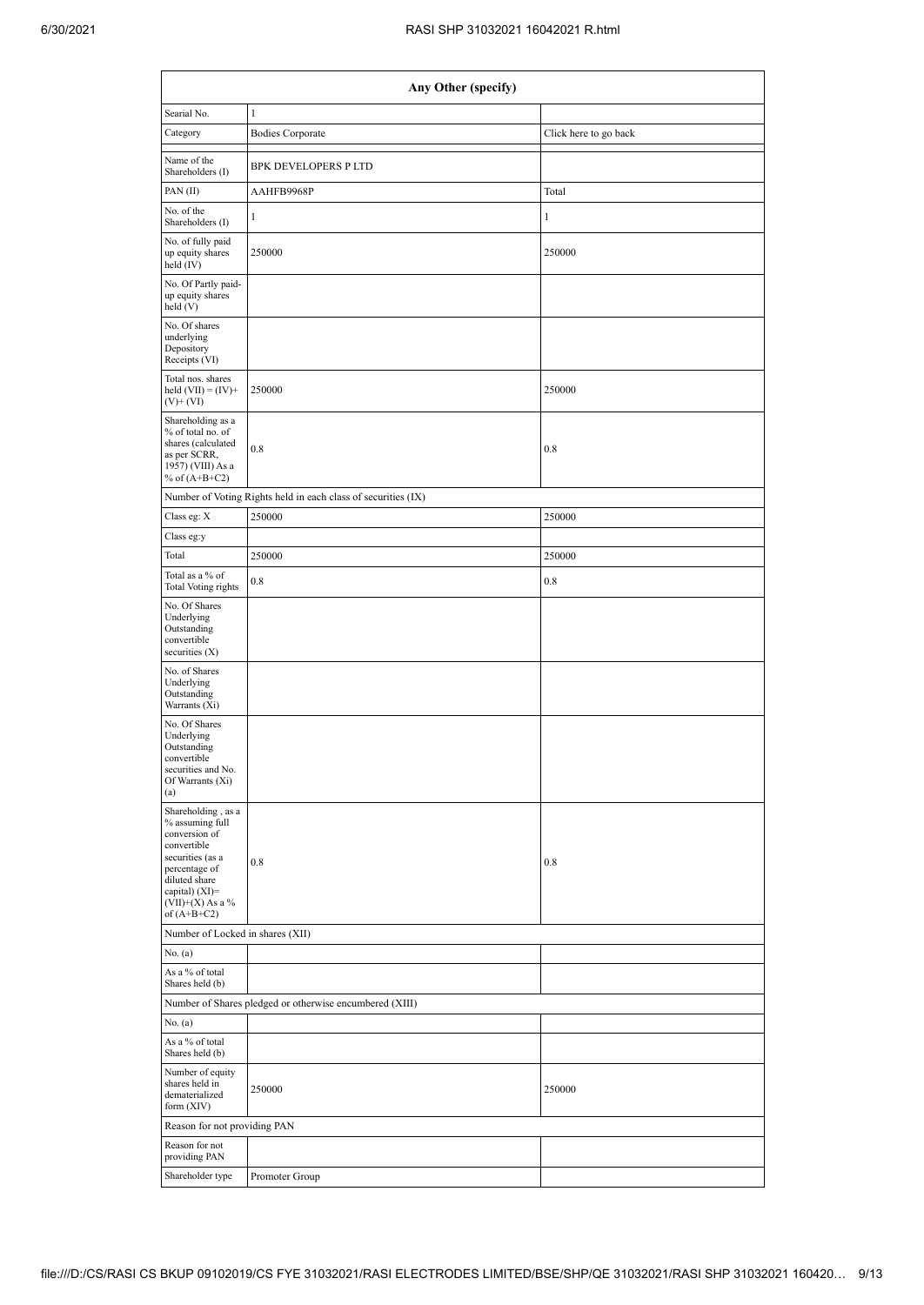| Any Other (specify) | | |
|---|---|---|
| Searial No. | 1 | |
| Category | Bodies Corporate | Click here to go back |
| Name of the Shareholders (I) | BPK DEVELOPERS P LTD | |
| PAN (II) | AAHFB9968P | Total |
| No. of the Shareholders (I) | 1 | 1 |
| No. of fully paid up equity shares held (IV) | 250000 | 250000 |
| No. Of Partly paid-up equity shares held (V) | | |
| No. Of shares underlying Depository Receipts (VI) | | |
| Total nos. shares held (VII) = (IV)+ (V)+ (VI) | 250000 | 250000 |
| Shareholding as a % of total no. of shares (calculated as per SCRR, 1957) (VIII) As a % of (A+B+C2) | 0.8 | 0.8 |
| Number of Voting Rights held in each class of securities (IX) | | |
| Class eg: X | 250000 | 250000 |
| Class eg:y | | |
| Total | 250000 | 250000 |
| Total as a % of Total Voting rights | 0.8 | 0.8 |
| No. Of Shares Underlying Outstanding convertible securities (X) | | |
| No. of Shares Underlying Outstanding Warrants (Xi) | | |
| No. Of Shares Underlying Outstanding convertible securities and No. Of Warrants (Xi) (a) | | |
| Shareholding , as a % assuming full conversion of convertible securities (as a percentage of diluted share capital) (XI)= (VII)+(X) As a % of (A+B+C2) | 0.8 | 0.8 |
| Number of Locked in shares (XII) | | |
| No. (a) | | |
| As a % of total Shares held (b) | | |
| Number of Shares pledged or otherwise encumbered (XIII) | | |
| No. (a) | | |
| As a % of total Shares held (b) | | |
| Number of equity shares held in dematerialized form (XIV) | 250000 | 250000 |
| Reason for not providing PAN | | |
| Reason for not providing PAN | | |
| Shareholder type | Promoter Group | |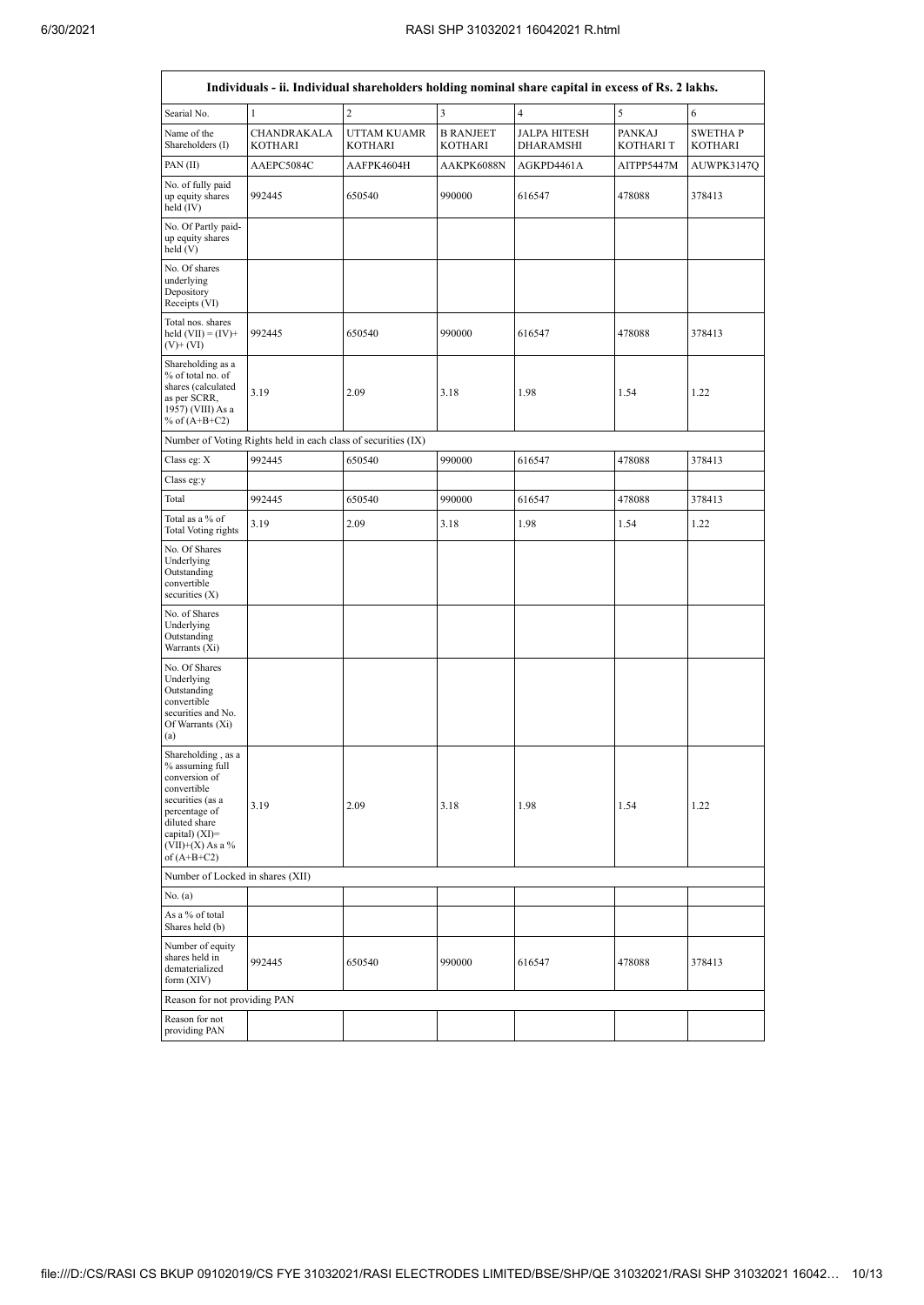| Individuals - ii. Individual shareholders holding nominal share capital in excess of Rs. 2 lakhs. | | | | | | |
|---|---|---|---|---|---|---|
| Searial No. | 1 | 2 | 3 | 4 | 5 | 6 |
| Name of the Shareholders (I) | CHANDRAKALA KOTHARI | UTTAM KUAMR KOTHARI | B RANJEET KOTHARI | JALPA HITESH DHARAMSHI | PANKAJ KOTHARI T | SWETHA P KOTHARI |
| PAN (II) | AAEPC5084C | AAFPK4604H | AAKPK6088N | AGKPD4461A | AITPP5447M | AUWPK3147Q |
| No. of fully paid up equity shares held (IV) | 992445 | 650540 | 990000 | 616547 | 478088 | 378413 |
| No. Of Partly paid-up equity shares held (V) | | | | | | |
| No. Of shares underlying Depository Receipts (VI) | | | | | | |
| Total nos. shares held (VII) = (IV)+(V)+ (VI) | 992445 | 650540 | 990000 | 616547 | 478088 | 378413 |
| Shareholding as a % of total no. of shares (calculated as per SCRR, 1957) (VIII) As a % of (A+B+C2) | 3.19 | 2.09 | 3.18 | 1.98 | 1.54 | 1.22 |
| Number of Voting Rights held in each class of securities (IX) | | | | | | |
| Class eg: X | 992445 | 650540 | 990000 | 616547 | 478088 | 378413 |
| Class eg:y | | | | | | |
| Total | 992445 | 650540 | 990000 | 616547 | 478088 | 378413 |
| Total as a % of Total Voting rights | 3.19 | 2.09 | 3.18 | 1.98 | 1.54 | 1.22 |
| No. Of Shares Underlying Outstanding convertible securities (X) | | | | | | |
| No. of Shares Underlying Outstanding Warrants (Xi) | | | | | | |
| No. Of Shares Underlying Outstanding convertible securities and No. Of Warrants (Xi) (a) | | | | | | |
| Shareholding , as a % assuming full conversion of convertible securities (as a percentage of diluted share capital) (XI)= (VII)+(X) As a % of (A+B+C2) | 3.19 | 2.09 | 3.18 | 1.98 | 1.54 | 1.22 |
| Number of Locked in shares (XII) | | | | | | |
| No. (a) | | | | | | |
| As a % of total Shares held (b) | | | | | | |
| Number of equity shares held in dematerialized form (XIV) | 992445 | 650540 | 990000 | 616547 | 478088 | 378413 |
| Reason for not providing PAN | | | | | | |
| Reason for not providing PAN | | | | | | |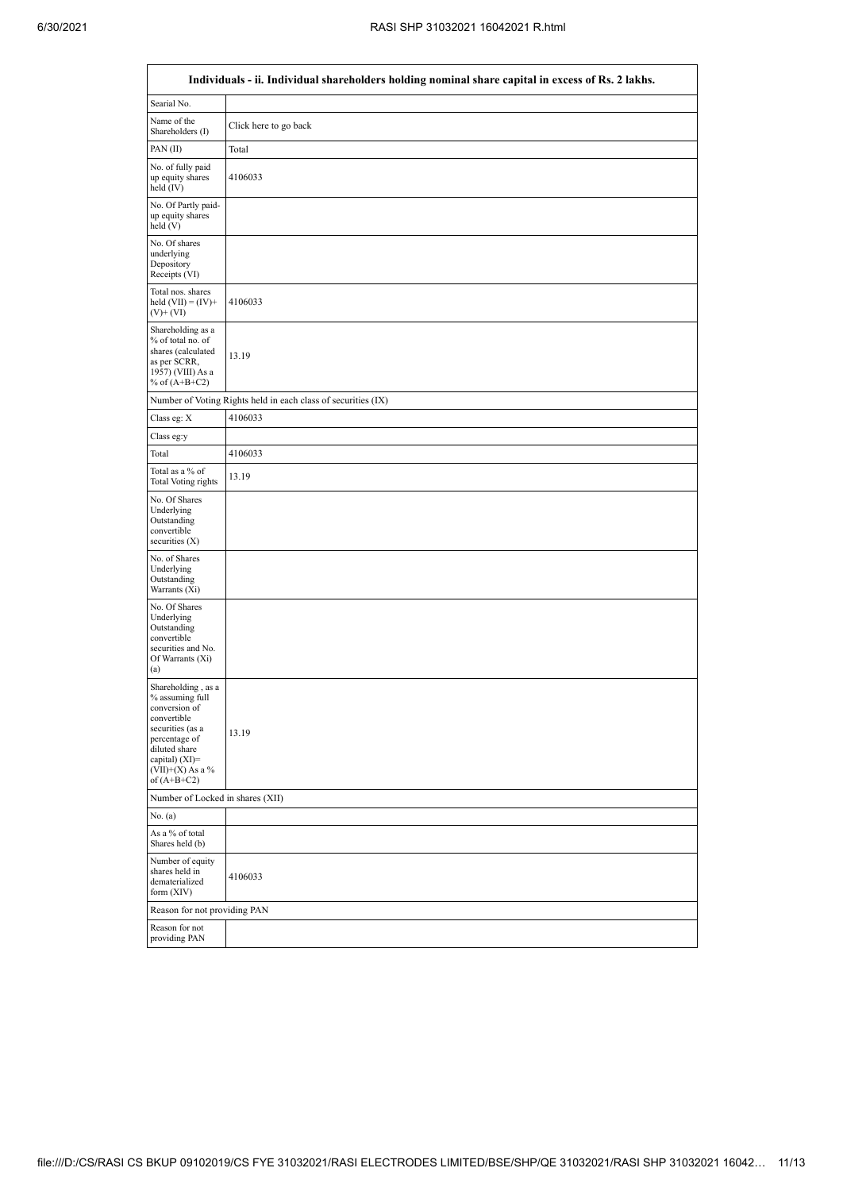| Individuals - ii. Individual shareholders holding nominal share capital in excess of Rs. 2 lakhs. | |
|---|---|
| Searial No. | |
| Name of the Shareholders (I) | Click here to go back |
| PAN (II) | Total |
| No. of fully paid up equity shares held (IV) | 4106033 |
| No. Of Partly paid-up equity shares held (V) | |
| No. Of shares underlying Depository Receipts (VI) | |
| Total nos. shares held (VII) = (IV)+ (V)+ (VI) | 4106033 |
| Shareholding as a % of total no. of shares (calculated as per SCRR, 1957) (VIII) As a % of (A+B+C2) | 13.19 |
| Number of Voting Rights held in each class of securities (IX) | |
| Class eg: X | 4106033 |
| Class eg:y | |
| Total | 4106033 |
| Total as a % of Total Voting rights | 13.19 |
| No. Of Shares Underlying Outstanding convertible securities (X) | |
| No. of Shares Underlying Outstanding Warrants (Xi) | |
| No. Of Shares Underlying Outstanding convertible securities and No. Of Warrants (Xi) (a) | |
| Shareholding , as a % assuming full conversion of convertible securities (as a percentage of diluted share capital) (XI)= (VII)+(X) As a % of (A+B+C2) | 13.19 |
| Number of Locked in shares (XII) | |
| No. (a) | |
| As a % of total Shares held (b) | |
| Number of equity shares held in dematerialized form (XIV) | 4106033 |
| Reason for not providing PAN | |
| Reason for not providing PAN | |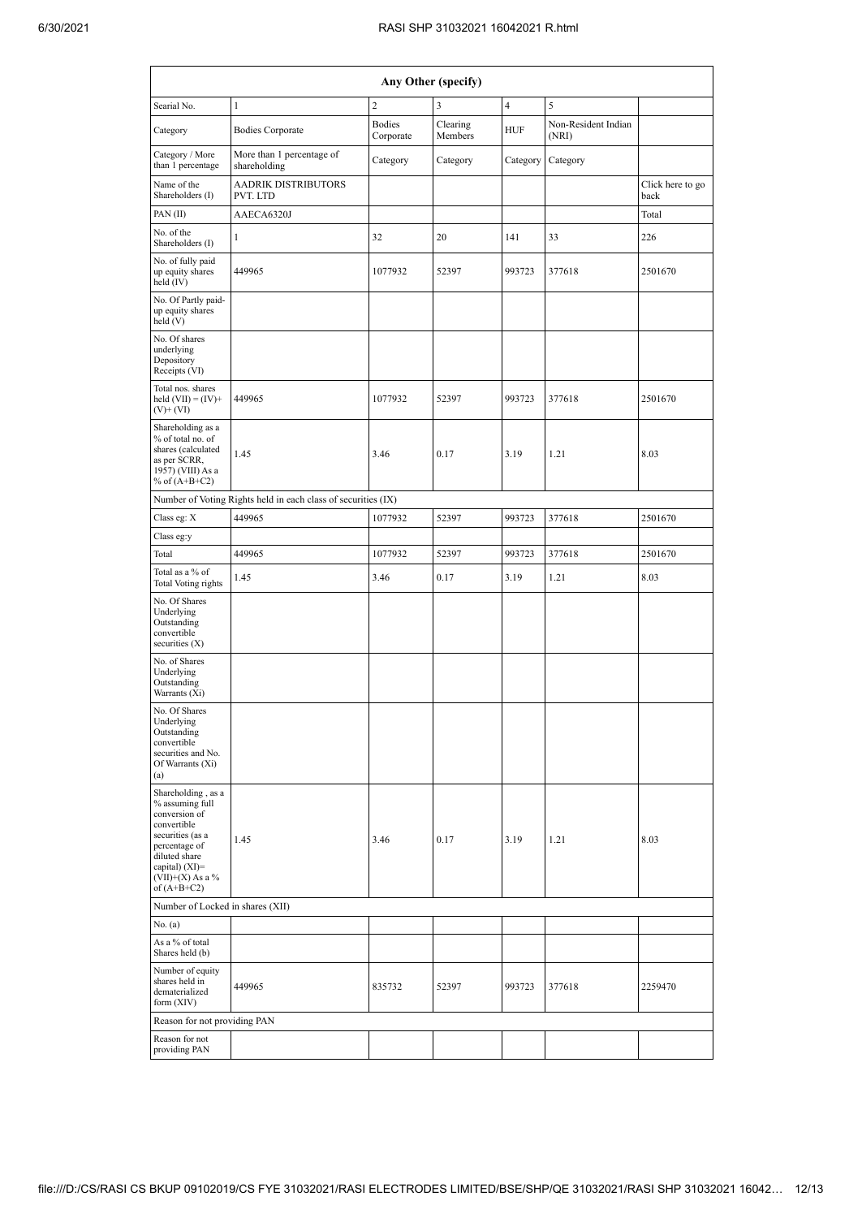| Any Other (specify) | | | | | | |
|---|---|---|---|---|---|---|
| Searial No. | 1 | 2 | 3 | 4 | 5 | |
| Category | Bodies Corporate | Bodies Corporate | Clearing Members | HUF | Non-Resident Indian (NRI) | |
| Category / More than 1 percentage | More than 1 percentage of shareholding | Category | Category | Category | Category | |
| Name of the Shareholders (I) | AADRIK DISTRIBUTORS PVT. LTD | | | | | Click here to go back |
| PAN (II) | AAECA6320J | | | | | Total |
| No. of the Shareholders (I) | 1 | 32 | 20 | 141 | 33 | 226 |
| No. of fully paid up equity shares held (IV) | 449965 | 1077932 | 52397 | 993723 | 377618 | 2501670 |
| No. Of Partly paid-up equity shares held (V) | | | | | | |
| No. Of shares underlying Depository Receipts (VI) | | | | | | |
| Total nos. shares held (VII) = (IV)+ (V)+ (VI) | 449965 | 1077932 | 52397 | 993723 | 377618 | 2501670 |
| Shareholding as a % of total no. of shares (calculated as per SCRR, 1957) (VIII) As a % of (A+B+C2) | 1.45 | 3.46 | 0.17 | 3.19 | 1.21 | 8.03 |
| Number of Voting Rights held in each class of securities (IX) | | | | | | |
| Class eg: X | 449965 | 1077932 | 52397 | 993723 | 377618 | 2501670 |
| Class eg:y | | | | | | |
| Total | 449965 | 1077932 | 52397 | 993723 | 377618 | 2501670 |
| Total as a % of Total Voting rights | 1.45 | 3.46 | 0.17 | 3.19 | 1.21 | 8.03 |
| No. Of Shares Underlying Outstanding convertible securities (X) | | | | | | |
| No. of Shares Underlying Outstanding Warrants (Xi) | | | | | | |
| No. Of Shares Underlying Outstanding convertible securities and No. Of Warrants (Xi) (a) | | | | | | |
| Shareholding , as a % assuming full conversion of convertible securities (as a percentage of diluted share capital) (XI)= (VII)+(X) As a % of (A+B+C2) | 1.45 | 3.46 | 0.17 | 3.19 | 1.21 | 8.03 |
| Number of Locked in shares (XII) | | | | | | |
| No. (a) | | | | | | |
| As a % of total Shares held (b) | | | | | | |
| Number of equity shares held in dematerialized form (XIV) | 449965 | 835732 | 52397 | 993723 | 377618 | 2259470 |
| Reason for not providing PAN | | | | | | |
| Reason for not providing PAN | | | | | | |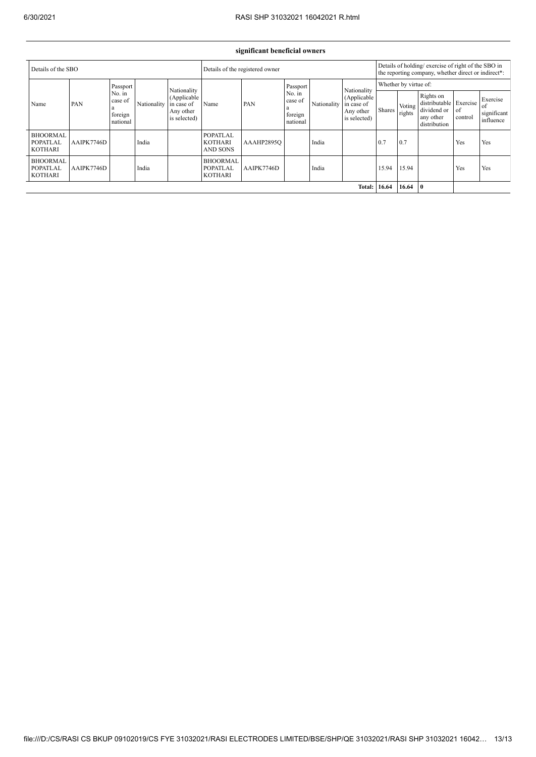## significant beneficial owners

| Details of the SBO | | | | | Details of the registered owner | | | | | Details of holding/ exercise of right of the SBO in the reporting company, whether direct or indirect*: | | | | |
|---|---|---|---|---|---|---|---|---|---|---|---|---|---|---|
| | | | | | | | | | | Whether by virtue of: | | | | |
| Name | PAN | Passport No. in case of a foreign national | Nationality | Nationality (Applicable in case of Any other is selected) | Name | PAN | Passport No. in case of a foreign national | Nationality | Nationality (Applicable in case of Any other is selected) | Shares | Voting rights | Rights on distributable dividend or any other distribution | Exercise of control | Exercise of significant influence |
| BHOORMAL POPATLAL KOTHARI | AAIPK7746D | | India | | POPATLAL KOTHARI AND SONS | AAAHP2895Q | | India | | 0.7 | 0.7 | | Yes | Yes |
| BHOORMAL POPATLAL KOTHARI | AAIPK7746D | | India | | BHOORMAL POPATLAL KOTHARI | AAIPK7746D | | India | | 15.94 | 15.94 | | Yes | Yes |
| | | | | | | | | | **Total:** | **16.64** | **16.64** | **0** | | |